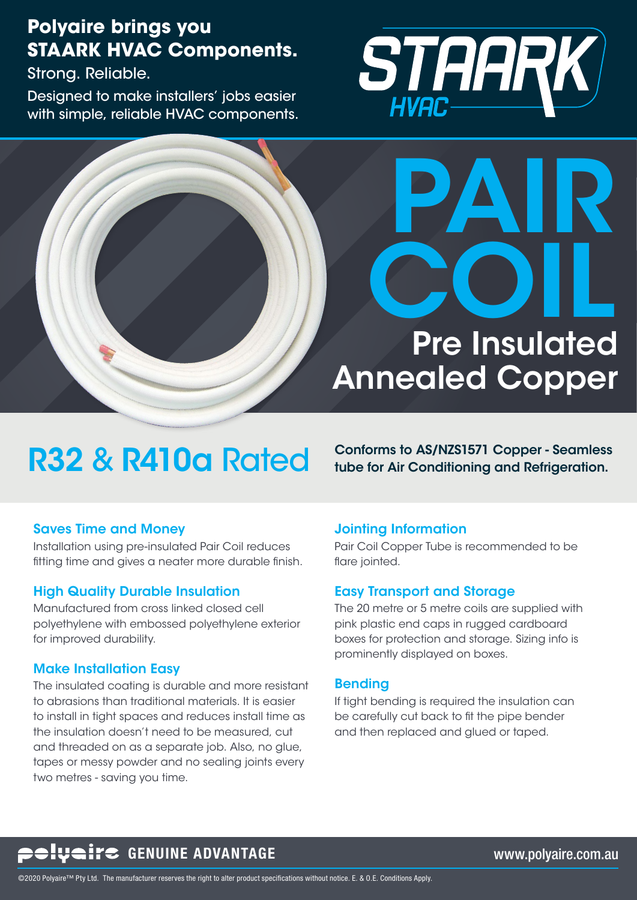# Polyaire brings you STAARK HVAC Components.

Strong. Reliable.

Designed to make installers' jobs easier with simple, reliable HVAC components.

STAARK HVAC

# PAIR COIL

## Pre Insulated Annealed Copper

## R32 & R410a Rated

**Conforms to AS/NZS1571 Copper - Seamless tube for Air Conditioning and Refrigeration.**

### Saves Time and Money

Installation using pre-insulated Pair Coil reduces fitting time and gives a neater more durable finish.

### High Quality Durable Insulation

Manufactured from cross linked closed cell polyethylene with embossed polyethylene exterior for improved durability.

### Make Installation Easy

The insulated coating is durable and more resistant to abrasions than traditional materials. It is easier to install in tight spaces and reduces install time as the insulation doesn't need to be measured, cut and threaded on as a separate job. Also, no glue, tapes or messy powder and no sealing joints every two metres - saving you time.

### Jointing Information

Pair Coil Copper Tube is recommended to be flare jointed.

### Easy Transport and Storage

The 20 metre or 5 metre coils are supplied with pink plastic end caps in rugged cardboard boxes for protection and storage. Sizing info is prominently displayed on boxes.

### Bending

If tight bending is required the insulation can be carefully cut back to fit the pipe bender and then replaced and glued or taped.

polyaire GENUINE ADVANTAGE

www.polyaire.com.au

©2020 Polyaire™ Pty Ltd. The manufacturer reserves the right to alter product specifications without notice. E. & O.E. Conditions Apply.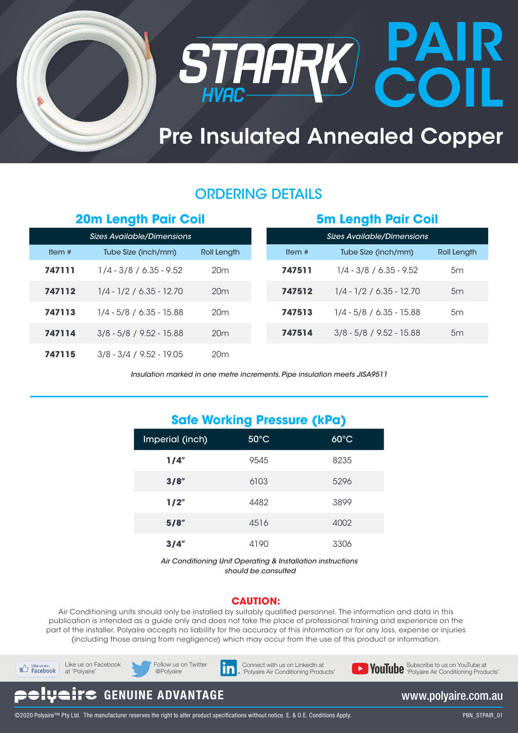# STAARK HVAC PAIR COIL

## Pre Insulated Annealed Copper

## ORDERING DETAILS

### 20m Length Pair Coil

| Sizes Available/Dimensions | | |
|---|---|---|
| Item # | Tube Size (inch/mm) | Roll Length |
| **747111** | 1/4 - 3/8 / 6.35 - 9.52 | 20m |
| **747112** | 1/4 - 1/2 / 6.35 - 12.70 | 20m |
| **747113** | 1/4 - 5/8 / 6.35 - 15.88 | 20m |
| **747114** | 3/8 - 5/8 / 9.52 - 15.88 | 20m |
| **747115** | 3/8 - 3/4 / 9.52 - 19.05 | 20m |

### 5m Length Pair Coil

| Sizes Available/Dimensions | | |
|---|---|---|
| Item # | Tube Size (inch/mm) | Roll Length |
| **747511** | 1/4 - 3/8 / 6.35 - 9.52 | 5m |
| **747512** | 1/4 - 1/2 / 6.35 - 12.70 | 5m |
| **747513** | 1/4 - 5/8 / 6.35 - 15.88 | 5m |
| **747514** | 3/8 - 5/8 / 9.52 - 15.88 | 5m |

*Insulation marked in one metre increments. Pipe insulation meets JISA9511*

### Safe Working Pressure (kPa)

| Imperial (inch) | 50°C | 60°C |
|---|---|---|
| **1/4"** | 9545 | 8235 |
| **3/8"** | 6103 | 5296 |
| **1/2"** | 4482 | 3899 |
| **5/8"** | 4516 | 4002 |
| **3/4"** | 4190 | 3306 |

*Air Conditioning Unit Operating & Installation instructions should be consulted*

**CAUTION:**

Air Conditioning units should only be installed by suitably qualified personnel. The information and data in this publication is intended as a guide only and does not take the place of professional training and experience on the part of the installer. Polyaire accepts no liability for the accuracy of this information or for any loss, expense or injuries (including those arising from negligence) which may occur from the use of this product or information.

Like us on Facebook at 'Polyaire'

Follow us on Twitter @Polyaire

Connect with us on LinkedIn at 'Polyaire Air Conditioning Products'

Subscribe to us on YouTube at 'Polyaire Air Conditioning Products'

polyaire GENUINE ADVANTAGE

www.polyaire.com.au

©2020 Polyaire™ Pty Ltd. The manufacturer reserves the right to alter product specifications without notice. E. & O.E. Conditions Apply.

PBN_STPAIR_01